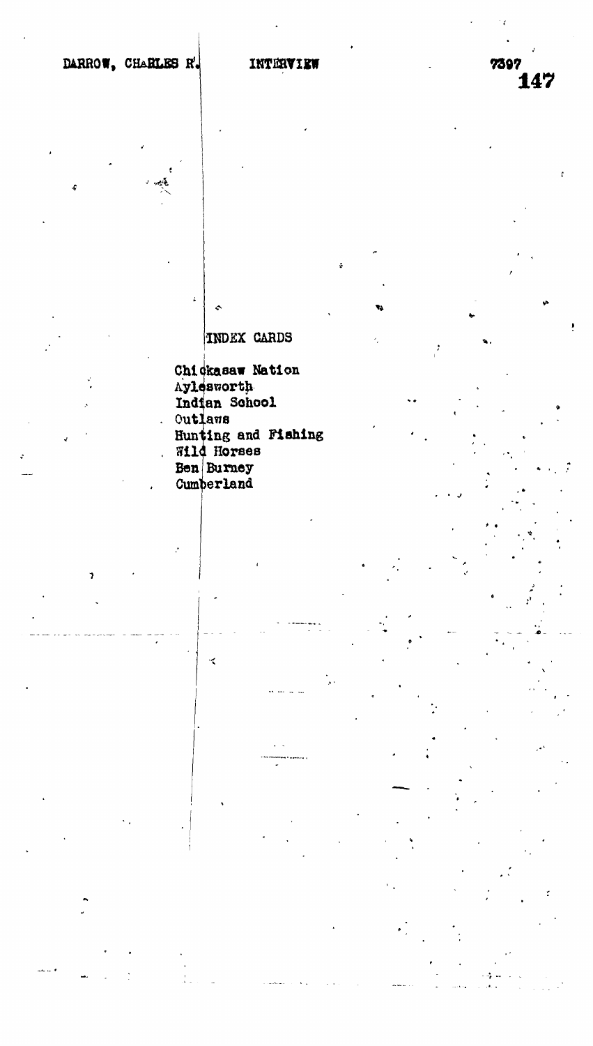DARROW, CHARLES R. INTERVIEW 7397

INDEX CARDS

Chickasaw Nation
Aylesworth
Indian School
Outlaws
Hunting and Fishing
Wild Horses
Ben Burney
Cumberland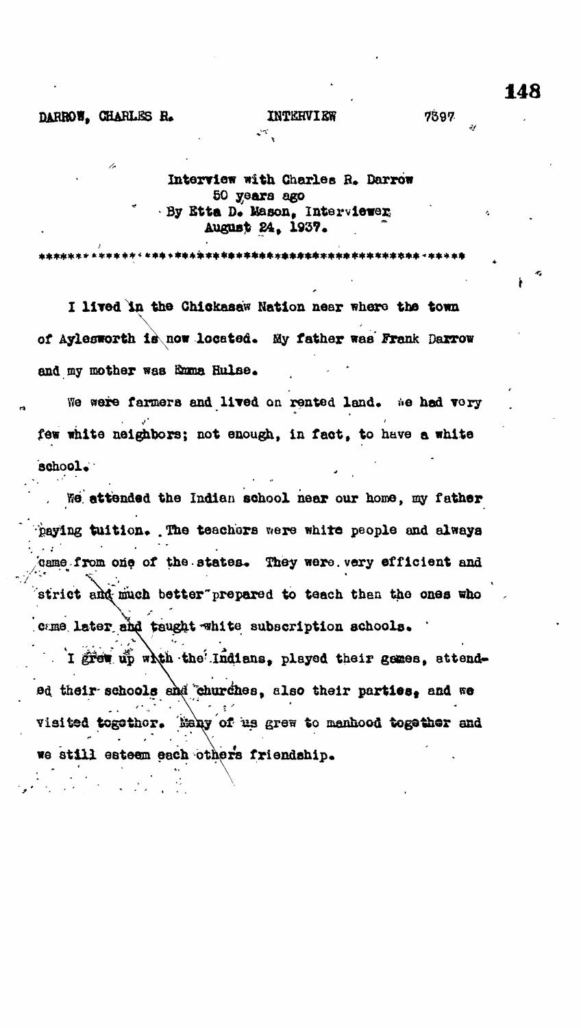Interview with Charles R. Darrow
50 years ago
By Etta D. Mason, Interviewer
August 24, 1937.

*******************************************************

I lived in the Chickasaw Nation near where the town of Aylesworth is now located. My father was Frank Darrow and my mother was Emma Hulse.

We were farmers and lived on rented land. We had very few white neighbors; not enough, in fact, to have a white school.

We attended the Indian school near our home, my father paying tuition. The teachers were white people and always came from one of the states. They were very efficient and strict and much better prepared to teach than the ones who came later and taught white subscription schools.

I grew up with the Indians, played their games, attended their schools and churches, also their parties, and we visited together. Many of us grew to manhood together and we still esteem each others friendship.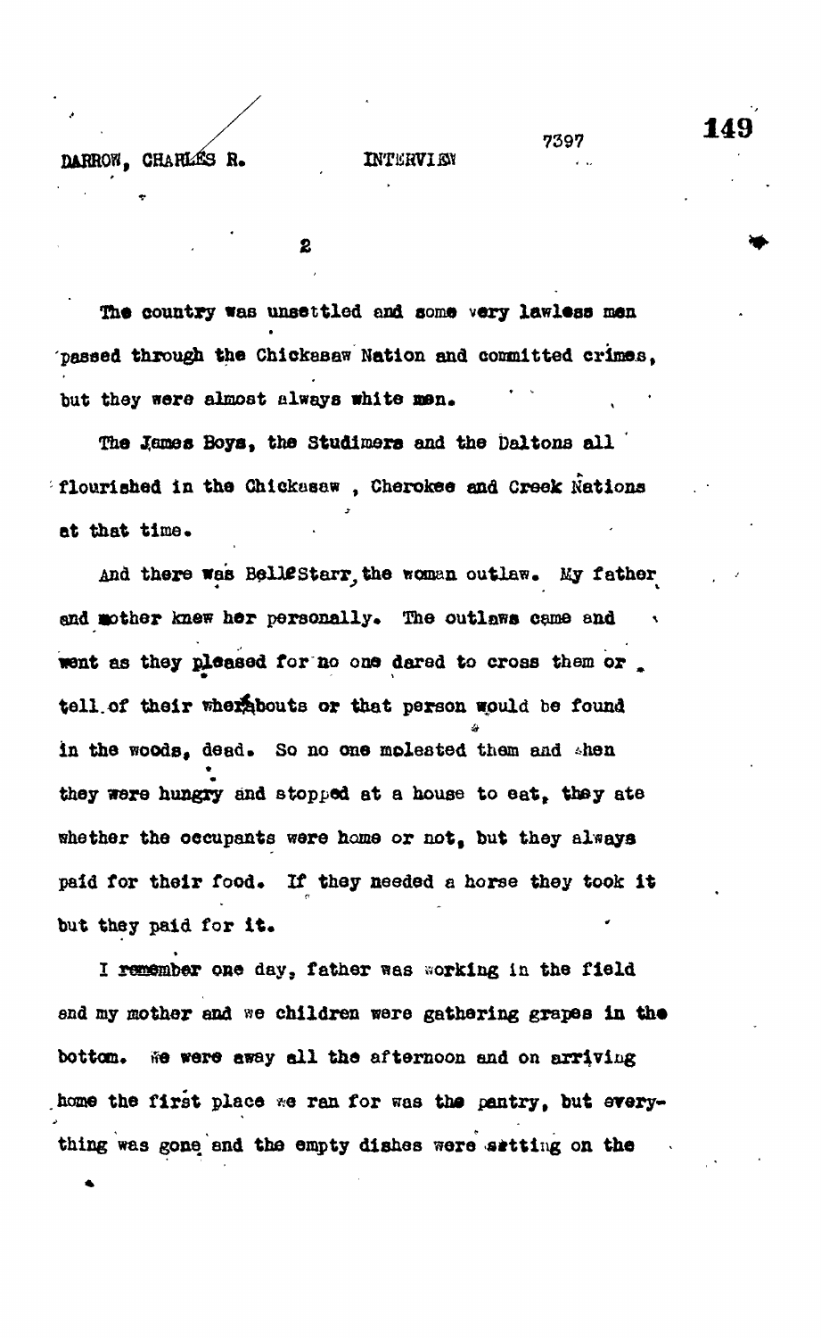The country was unsettled and some very lawless men passed through the Chickasaw Nation and committed crimes, but they were almost always white men.

The James Boys, the Studimers and the Daltons all flourished in the Chickasaw , Cherokee and Creek Nations at that time.

And there was Belle Starr, the woman outlaw. My father and mother knew her personally. The outlaws came and went as they pleased for no one dared to cross them or tell of their whereabouts or that person would be found in the woods, dead. So no one molested them and when they were hungry and stopped at a house to eat, they ate whether the occupants were home or not, but they always paid for their food. If they needed a horse they took it but they paid for it.

I remember one day, father was working in the field and my mother and we children were gathering grapes in the bottom. We were away all the afternoon and on arriving home the first place we ran for was the pantry, but everything was gone and the empty dishes were setting on the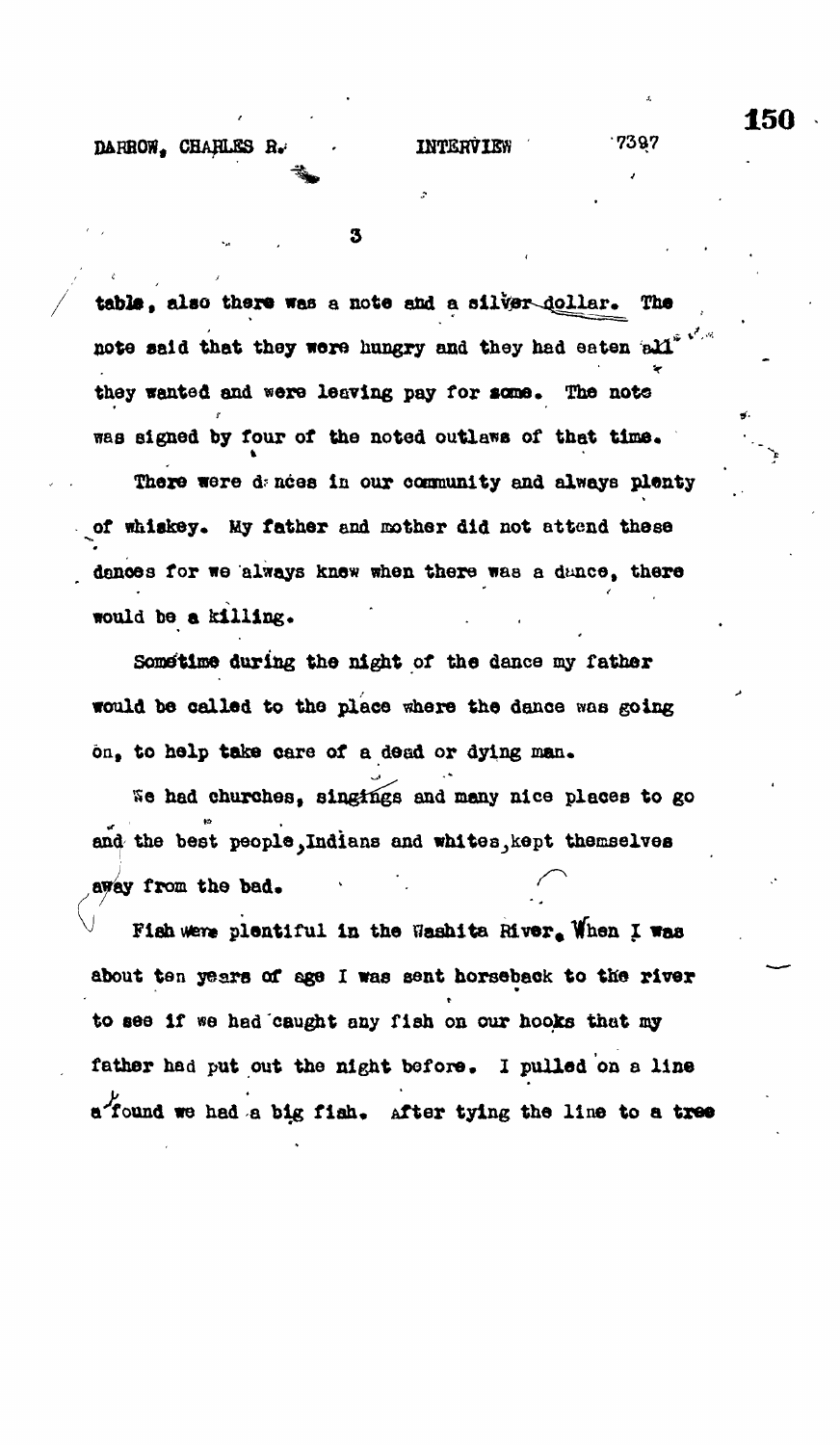table, also there was a note and a silver dollar. The note said that they were hungry and they had eaten all they wanted and were leaving pay for some. The note was signed by four of the noted outlaws of that time.

There were dances in our community and always plenty of whiskey. My father and mother did not attend these dances for we always knew when there was a dance, there would be a killing.

Sometime during the night of the dance my father would be called to the place where the dance was going on, to help take care of a dead or dying man.

We had churches, singings and many nice places to go and the best people, Indians and whites, kept themselves away from the bad.

Fish were plentiful in the Washita River. When I was about ten years of age I was sent horseback to the river to see if we had caught any fish on our hooks that my father had put out the night before. I pulled on a line a found we had a big fish. After tying the line to a tree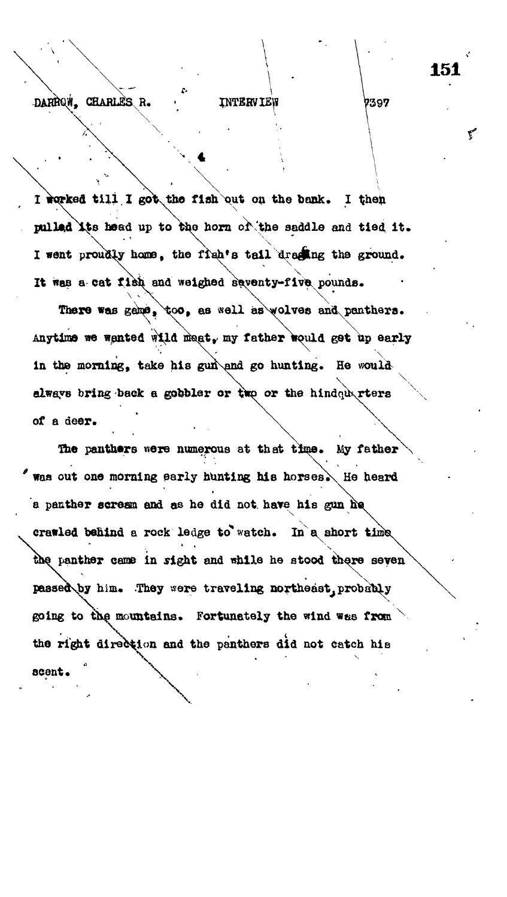I worked till I got the fish out on the bank. I then pulled its head up to the horn of the saddle and tied it. I went proudly home, the fish's tail dragging the ground. It was a cat fish and weighed seventy-five pounds.

There was game, too, as well as wolves and panthers. Anytime we wanted wild meat, my father would get up early in the morning, take his gun and go hunting. He would always bring back a gobbler or two or the hindquarters of a deer.

The panthers were numerous at that time. My father was out one morning early hunting his horses. He heard a panther scream and as he did not have his gun he crawled behind a rock ledge to watch. In a short time the panther came in sight and while he stood there seven passed by him. They were traveling northeast, probably going to the mountains. Fortunately the wind was from the right direction and the panthers did not catch his scent.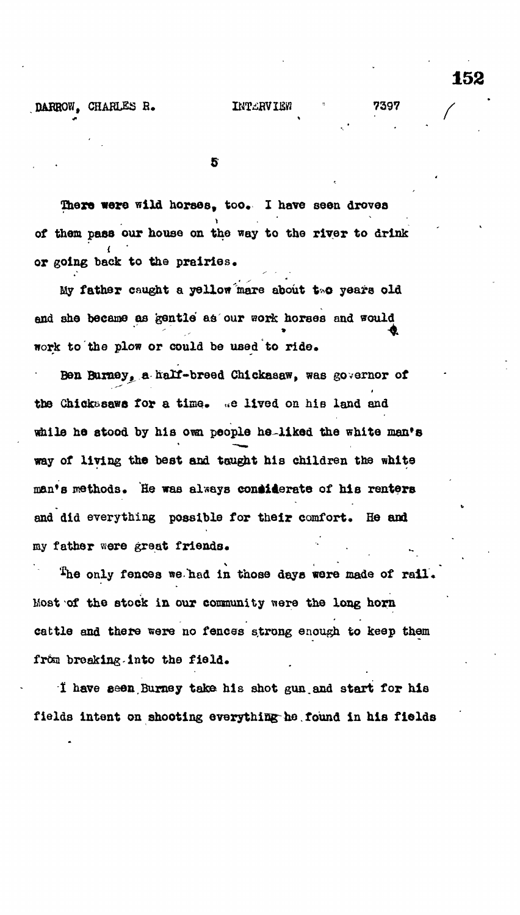There were wild horses, too. I have seen droves of them pass our house on the way to the river to drink or going back to the prairies.

My father caught a yellow mare about two years old and she became as gentle as our work horses and would work to the plow or could be used to ride.

Ben Burney, a half-breed Chickasaw, was governor of the Chickasaws for a time. We lived on his land and while he stood by his own people he liked the white man's way of living the best and taught his children the white man's methods. He was always considerate of his renters and did everything possible for their comfort. He and my father were great friends.

The only fences we had in those days were made of rail. Most of the stock in our community were the long horn cattle and there were no fences strong enough to keep them from breaking into the field.

I have seen Burney take his shot gun and start for his fields intent on shooting everything he found in his fields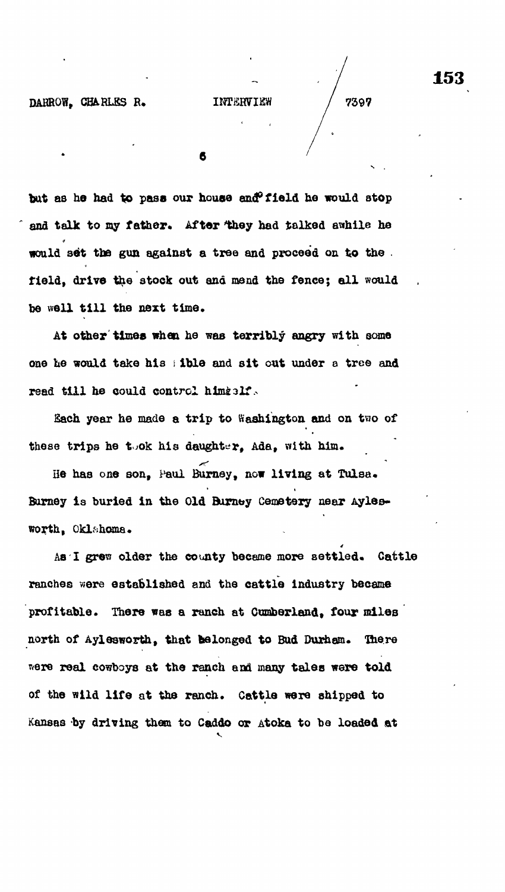but as he had to pass our house and field he would stop and talk to my father. After they had talked awhile he would set the gun against a tree and proceed on to the field, drive the stock out and mend the fence; all would be well till the next time.

At other times when he was terribly angry with some one he would take his Bible and sit out under a tree and read till he could control himself.

Each year he made a trip to Washington and on two of these trips he took his daughter, Ada, with him.

He has one son, Paul Burney, now living at Tulsa. Burney is buried in the Old Burney Cemetery near Aylesworth, Oklahoma.

As I grew older the county became more settled. Cattle ranches were established and the cattle industry became profitable. There was a ranch at Cumberland, four miles north of Aylesworth, that belonged to Bud Durham. There were real cowboys at the ranch and many tales were told of the wild life at the ranch. Cattle were shipped to Kansas by driving them to Caddo or Atoka to be loaded at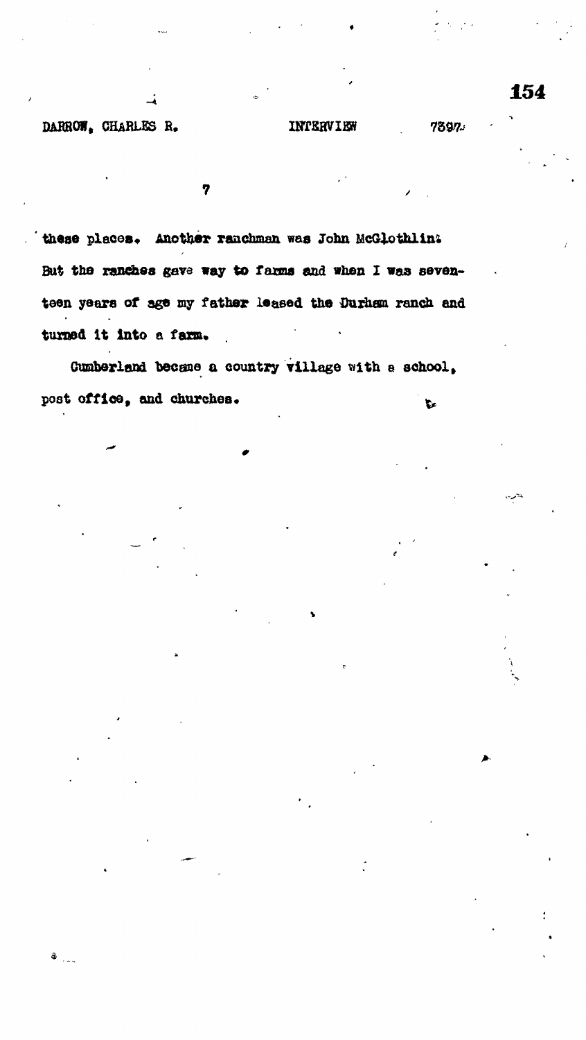these places. Another ranchman was John McGlothlin. But the ranches gave way to farms and when I was seventeen years of age my father leased the Durham ranch and turned it into a farm.

Cumberland became a country village with a school, post office, and churches.